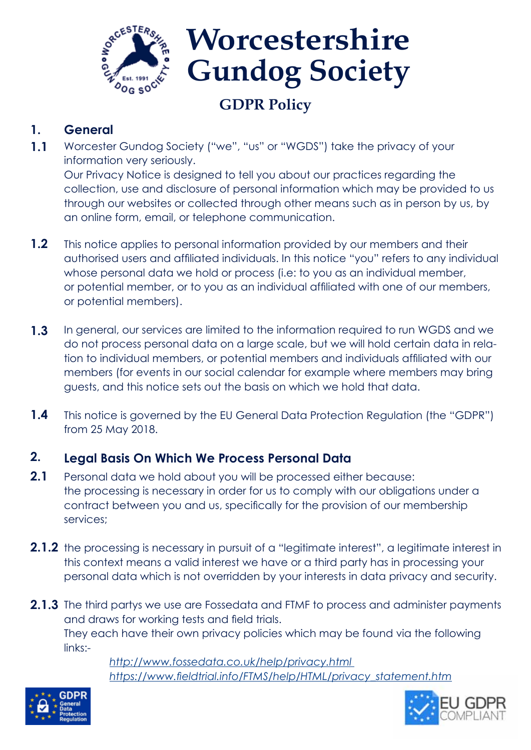# Worcestershire Gundog Society

## GDPR Policy

### 1. General

**1.1** Worcester Gundog Society ("we", "us" or "WGDS") take the privacy of your information very seriously.
Our Privacy Notice is designed to tell you about our practices regarding the collection, use and disclosure of personal information which may be provided to us through our websites or collected through other means such as in person by us, by an online form, email, or telephone communication.

**1.2** This notice applies to personal information provided by our members and their authorised users and affiliated individuals. In this notice "you" refers to any individual whose personal data we hold or process (i.e: to you as an individual member, or potential member, or to you as an individual affiliated with one of our members, or potential members).

**1.3** In general, our services are limited to the information required to run WGDS and we do not process personal data on a large scale, but we will hold certain data in relation to individual members, or potential members and individuals affiliated with our members (for events in our social calendar for example where members may bring guests, and this notice sets out the basis on which we hold that data.

**1.4** This notice is governed by the EU General Data Protection Regulation (the "GDPR") from 25 May 2018.

### 2. Legal Basis On Which We Process Personal Data

**2.1** Personal data we hold about you will be processed either because:
the processing is necessary in order for us to comply with our obligations under a contract between you and us, specifically for the provision of our membership services;

**2.1.2** the processing is necessary in pursuit of a "legitimate interest", a legitimate interest in this context means a valid interest we have or a third party has in processing your personal data which is not overridden by your interests in data privacy and security.

**2.1.3** The third partys we use are Fossedata and FTMF to process and administer payments and draws for working tests and field trials.
They each have their own privacy policies which may be found via the following links:-

*http://www.fossedata.co.uk/help/privacy.html*
*https://www.fieldtrial.info/FTMS/help/HTML/privacy_statement.htm*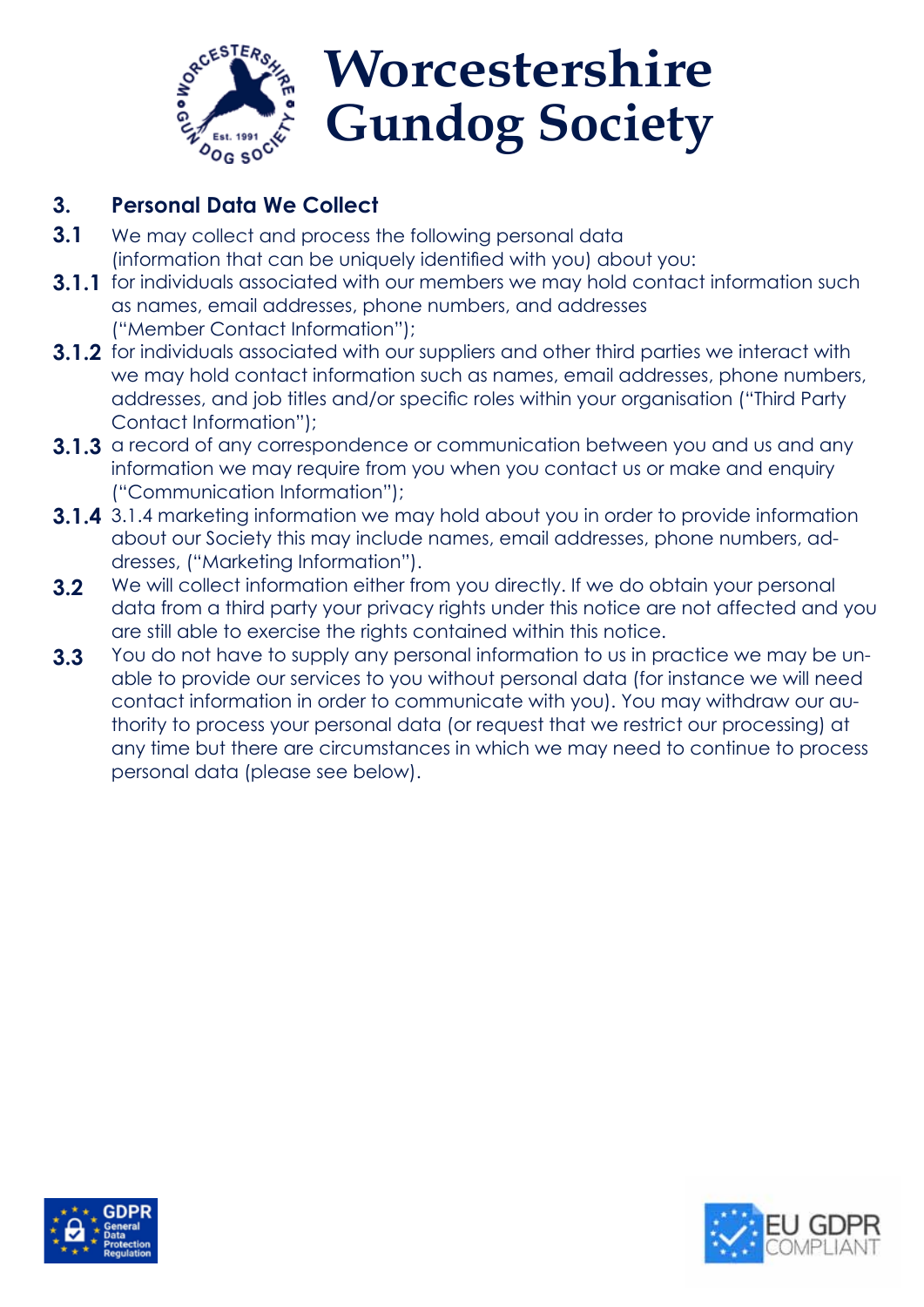## 3. Personal Data We Collect

**3.1** We may collect and process the following personal data (information that can be uniquely identified with you) about you:

**3.1.1** for individuals associated with our members we may hold contact information such as names, email addresses, phone numbers, and addresses ("Member Contact Information");

**3.1.2** for individuals associated with our suppliers and other third parties we interact with we may hold contact information such as names, email addresses, phone numbers, addresses, and job titles and/or specific roles within your organisation ("Third Party Contact Information");

**3.1.3** a record of any correspondence or communication between you and us and any information we may require from you when you contact us or make and enquiry ("Communication Information");

**3.1.4** 3.1.4 marketing information we may hold about you in order to provide information about our Society this may include names, email addresses, phone numbers, addresses, ("Marketing Information").

**3.2** We will collect information either from you directly. If we do obtain your personal data from a third party your privacy rights under this notice are not affected and you are still able to exercise the rights contained within this notice.

**3.3** You do not have to supply any personal information to us in practice we may be unable to provide our services to you without personal data (for instance we will need contact information in order to communicate with you). You may withdraw our authority to process your personal data (or request that we restrict our processing) at any time but there are circumstances in which we may need to continue to process personal data (please see below).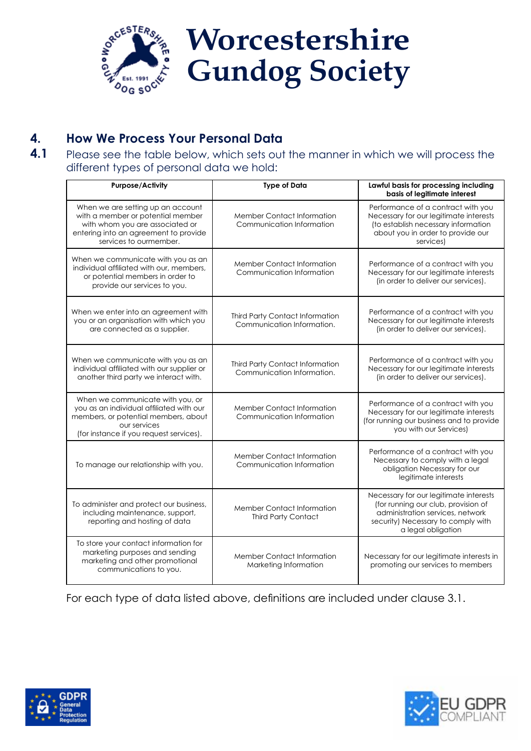# Worcestershire Gundog Society

## 4. How We Process Your Personal Data

**4.1** Please see the table below, which sets out the manner in which we will process the different types of personal data we hold:

| Purpose/Activity | Type of Data | Lawful basis for processing including basis of legitimate interest |
|---|---|---|
| When we are setting up an account with a member or potential member with whom you are associated or entering into an agreement to provide services to ourmember. | Member Contact Information Communication Information | Performance of a contract with you Necessary for our legitimate interests (to establish necessary information about you in order to provide our services) |
| When we communicate with you as an individual affiliated with our, members, or potential members in order to provide our services to you. | Member Contact Information Communication Information | Performance of a contract with you Necessary for our legitimate interests (in order to deliver our services). |
| When we enter into an agreement with you or an organisation with which you are connected as a supplier. | Third Party Contact Information Communication Information. | Performance of a contract with you Necessary for our legitimate interests (in order to deliver our services). |
| When we communicate with you as an individual affiliated with our supplier or another third party we interact with. | Third Party Contact Information Communication Information. | Performance of a contract with you Necessary for our legitimate interests (in order to deliver our services). |
| When we communicate with you, or you as an individual affiliated with our members, or potential members, about our services (for instance if you request services). | Member Contact Information Communication Information | Performance of a contract with you Necessary for our legitimate interests (for running our business and to provide you with our Services) |
| To manage our relationship with you. | Member Contact Information Communication Information | Performance of a contract with you Necessary to comply with a legal obligation Necessary for our legitimate interests |
| To administer and protect our business, including maintenance, support, reporting and hosting of data | Member Contact Information Third Party Contact | Necessary for our legitimate interests (for running our club, provision of administration services, network security) Necessary to comply with a legal obligation |
| To store your contact information for marketing purposes and sending marketing and other promotional communications to you. | Member Contact Information Marketing Information | Necessary for our legitimate interests in promoting our services to members |

For each type of data listed above, definitions are included under clause 3.1.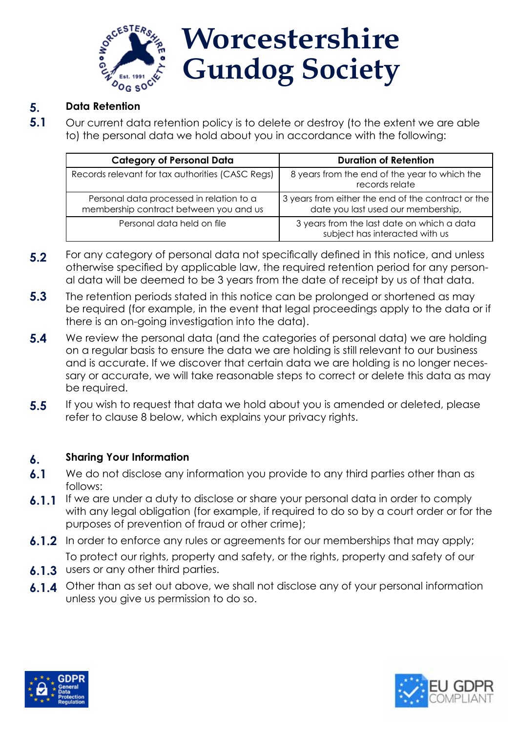## 5. Data Retention

**5.1** Our current data retention policy is to delete or destroy (to the extent we are able to) the personal data we hold about you in accordance with the following:

| Category of Personal Data | Duration of Retention |
|---|---|
| Records relevant for tax authorities (CASC Regs) | 8 years from the end of the year to which the records relate |
| Personal data processed in relation to a membership contract between you and us | 3 years from either the end of the contract or the date you last used our membership, |
| Personal data held on file | 3 years from the last date on which a data subject has interacted with us |

**5.2** For any category of personal data not specifically defined in this notice, and unless otherwise specified by applicable law, the required retention period for any personal data will be deemed to be 3 years from the date of receipt by us of that data.

**5.3** The retention periods stated in this notice can be prolonged or shortened as may be required (for example, in the event that legal proceedings apply to the data or if there is an on-going investigation into the data).

**5.4** We review the personal data (and the categories of personal data) we are holding on a regular basis to ensure the data we are holding is still relevant to our business and is accurate. If we discover that certain data we are holding is no longer necessary or accurate, we will take reasonable steps to correct or delete this data as may be required.

**5.5** If you wish to request that data we hold about you is amended or deleted, please refer to clause 8 below, which explains your privacy rights.

## 6. Sharing Your Information

**6.1** We do not disclose any information you provide to any third parties other than as follows:

**6.1.1** If we are under a duty to disclose or share your personal data in order to comply with any legal obligation (for example, if required to do so by a court order or for the purposes of prevention of fraud or other crime);

**6.1.2** In order to enforce any rules or agreements for our memberships that may apply;

**6.1.3** To protect our rights, property and safety, or the rights, property and safety of our users or any other third parties.

**6.1.4** Other than as set out above, we shall not disclose any of your personal information unless you give us permission to do so.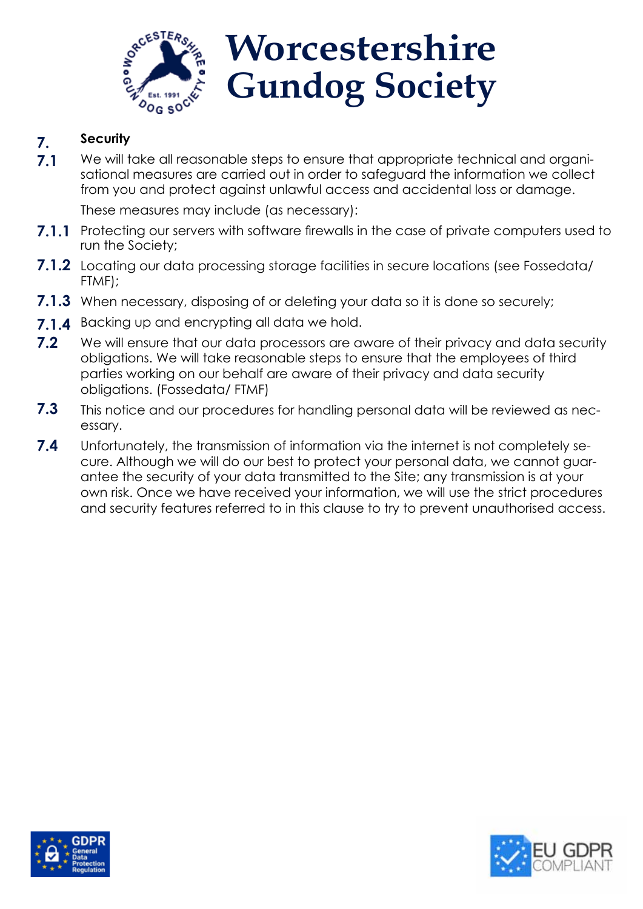## 7. Security

**7.1** We will take all reasonable steps to ensure that appropriate technical and organisational measures are carried out in order to safeguard the information we collect from you and protect against unlawful access and accidental loss or damage.

These measures may include (as necessary):

**7.1.1** Protecting our servers with software firewalls in the case of private computers used to run the Society;

**7.1.2** Locating our data processing storage facilities in secure locations (see Fossedata/ FTMF);

**7.1.3** When necessary, disposing of or deleting your data so it is done so securely;

**7.1.4** Backing up and encrypting all data we hold.

**7.2** We will ensure that our data processors are aware of their privacy and data security obligations. We will take reasonable steps to ensure that the employees of third parties working on our behalf are aware of their privacy and data security obligations. (Fossedata/ FTMF)

**7.3** This notice and our procedures for handling personal data will be reviewed as necessary.

**7.4** Unfortunately, the transmission of information via the internet is not completely secure. Although we will do our best to protect your personal data, we cannot guarantee the security of your data transmitted to the Site; any transmission is at your own risk. Once we have received your information, we will use the strict procedures and security features referred to in this clause to try to prevent unauthorised access.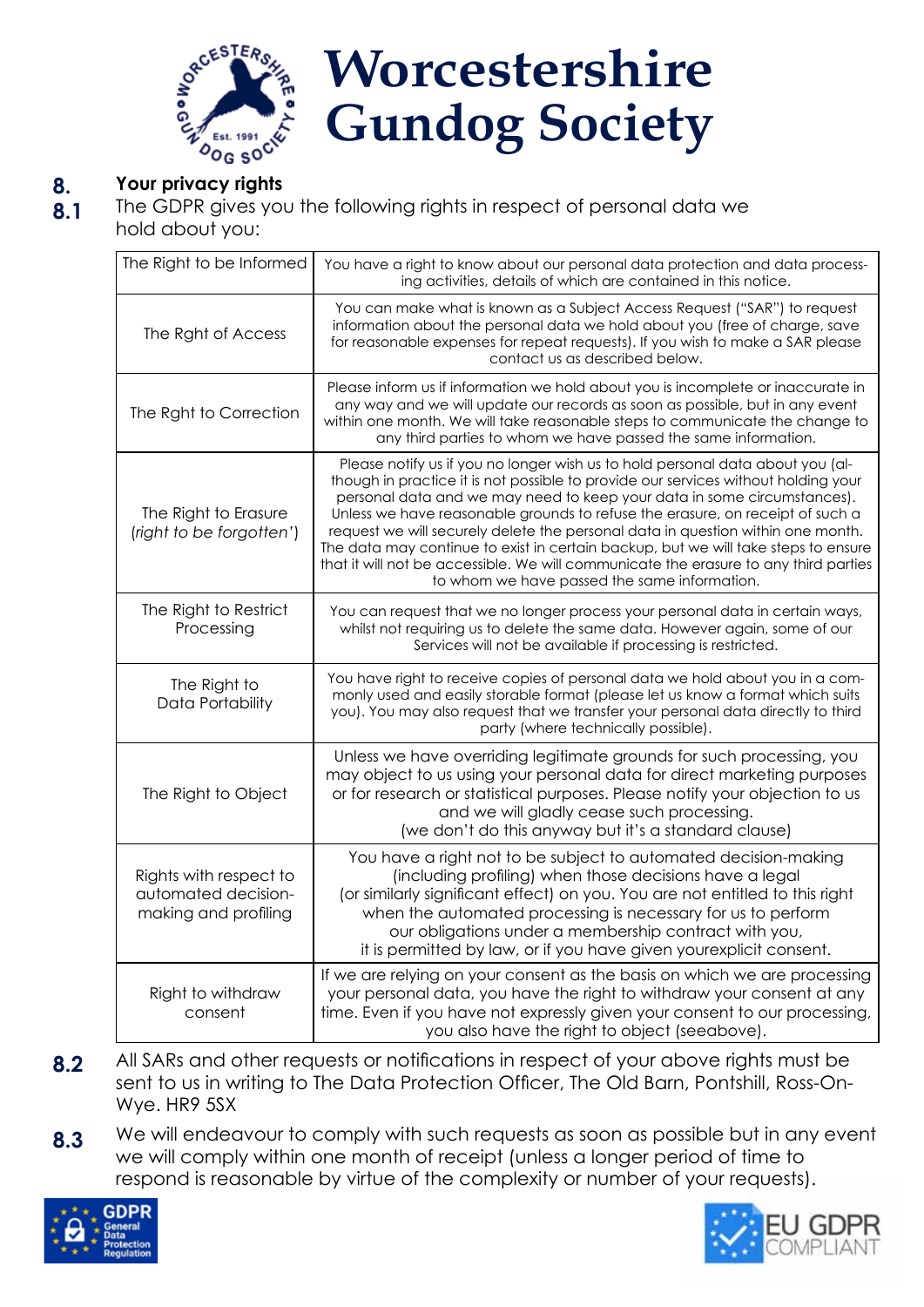# Worcestershire Gundog Society

## 8. Your privacy rights

**8.1** The GDPR gives you the following rights in respect of personal data we hold about you:

| | |
|---|---|
| The Right to be Informed | You have a right to know about our personal data protection and data processing activities, details of which are contained in this notice. |
| The Rght of Access | You can make what is known as a Subject Access Request ("SAR") to request information about the personal data we hold about you (free of charge, save for reasonable expenses for repeat requests). If you wish to make a SAR please contact us as described below. |
| The Rght to Correction | Please inform us if information we hold about you is incomplete or inaccurate in any way and we will update our records as soon as possible, but in any event within one month. We will take reasonable steps to communicate the change to any third parties to whom we have passed the same information. |
| The Right to Erasure (*right to be forgotten'*) | Please notify us if you no longer wish us to hold personal data about you (although in practice it is not possible to provide our services without holding your personal data and we may need to keep your data in some circumstances). Unless we have reasonable grounds to refuse the erasure, on receipt of such a request we will securely delete the personal data in question within one month. The data may continue to exist in certain backup, but we will take steps to ensure that it will not be accessible. We will communicate the erasure to any third parties to whom we have passed the same information. |
| The Right to Restrict Processing | You can request that we no longer process your personal data in certain ways, whilst not requiring us to delete the same data. However again, some of our Services will not be available if processing is restricted. |
| The Right to Data Portability | You have right to receive copies of personal data we hold about you in a commonly used and easily storable format (please let us know a format which suits you). You may also request that we transfer your personal data directly to third party (where technically possible). |
| The Right to Object | Unless we have overriding legitimate grounds for such processing, you may object to us using your personal data for direct marketing purposes or for research or statistical purposes. Please notify your objection to us and we will gladly cease such processing. (we don't do this anyway but it's a standard clause) |
| Rights with respect to automated decision-making and profiling | You have a right not to be subject to automated decision-making (including profiling) when those decisions have a legal (or similarly significant effect) on you. You are not entitled to this right when the automated processing is necessary for us to perform our obligations under a membership contract with you, it is permitted by law, or if you have given yourexplicit consent. |
| Right to withdraw consent | If we are relying on your consent as the basis on which we are processing your personal data, you have the right to withdraw your consent at any time. Even if you have not expressly given your consent to our processing, you also have the right to object (seeabove). |

**8.2** All SARs and other requests or notifications in respect of your above rights must be sent to us in writing to The Data Protection Officer, The Old Barn, Pontshill, Ross-On-Wye. HR9 5SX

**8.3** We will endeavour to comply with such requests as soon as possible but in any event we will comply within one month of receipt (unless a longer period of time to respond is reasonable by virtue of the complexity or number of your requests).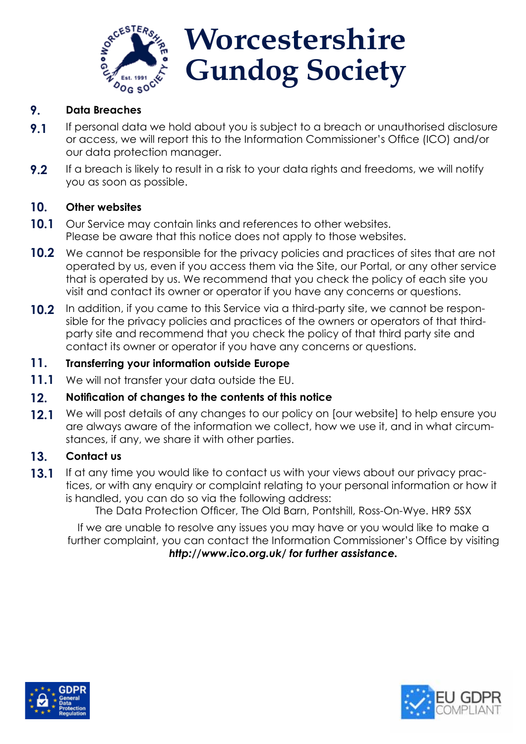# Worcestershire Gundog Society

## 9. Data Breaches

**9.1** If personal data we hold about you is subject to a breach or unauthorised disclosure or access, we will report this to the Information Commissioner's Office (ICO) and/or our data protection manager.

**9.2** If a breach is likely to result in a risk to your data rights and freedoms, we will notify you as soon as possible.

## 10. Other websites

**10.1** Our Service may contain links and references to other websites. Please be aware that this notice does not apply to those websites.

**10.2** We cannot be responsible for the privacy policies and practices of sites that are not operated by us, even if you access them via the Site, our Portal, or any other service that is operated by us. We recommend that you check the policy of each site you visit and contact its owner or operator if you have any concerns or questions.

**10.2** In addition, if you came to this Service via a third-party site, we cannot be responsible for the privacy policies and practices of the owners or operators of that third-party site and recommend that you check the policy of that third party site and contact its owner or operator if you have any concerns or questions.

## 11. Transferring your information outside Europe

**11.1** We will not transfer your data outside the EU.

## 12. Notification of changes to the contents of this notice

**12.1** We will post details of any changes to our policy on [our website] to help ensure you are always aware of the information we collect, how we use it, and in what circumstances, if any, we share it with other parties.

## 13. Contact us

**13.1** If at any time you would like to contact us with your views about our privacy practices, or with any enquiry or complaint relating to your personal information or how it is handled, you can do so via the following address:

The Data Protection Officer, The Old Barn, Pontshill, Ross-On-Wye. HR9 5SX

If we are unable to resolve any issues you may have or you would like to make a further complaint, you can contact the Information Commissioner's Office by visiting ***http://www.ico.org.uk/ for further assistance.***

GDPR General Data Protection Regulation

EU GDPR COMPLIANT